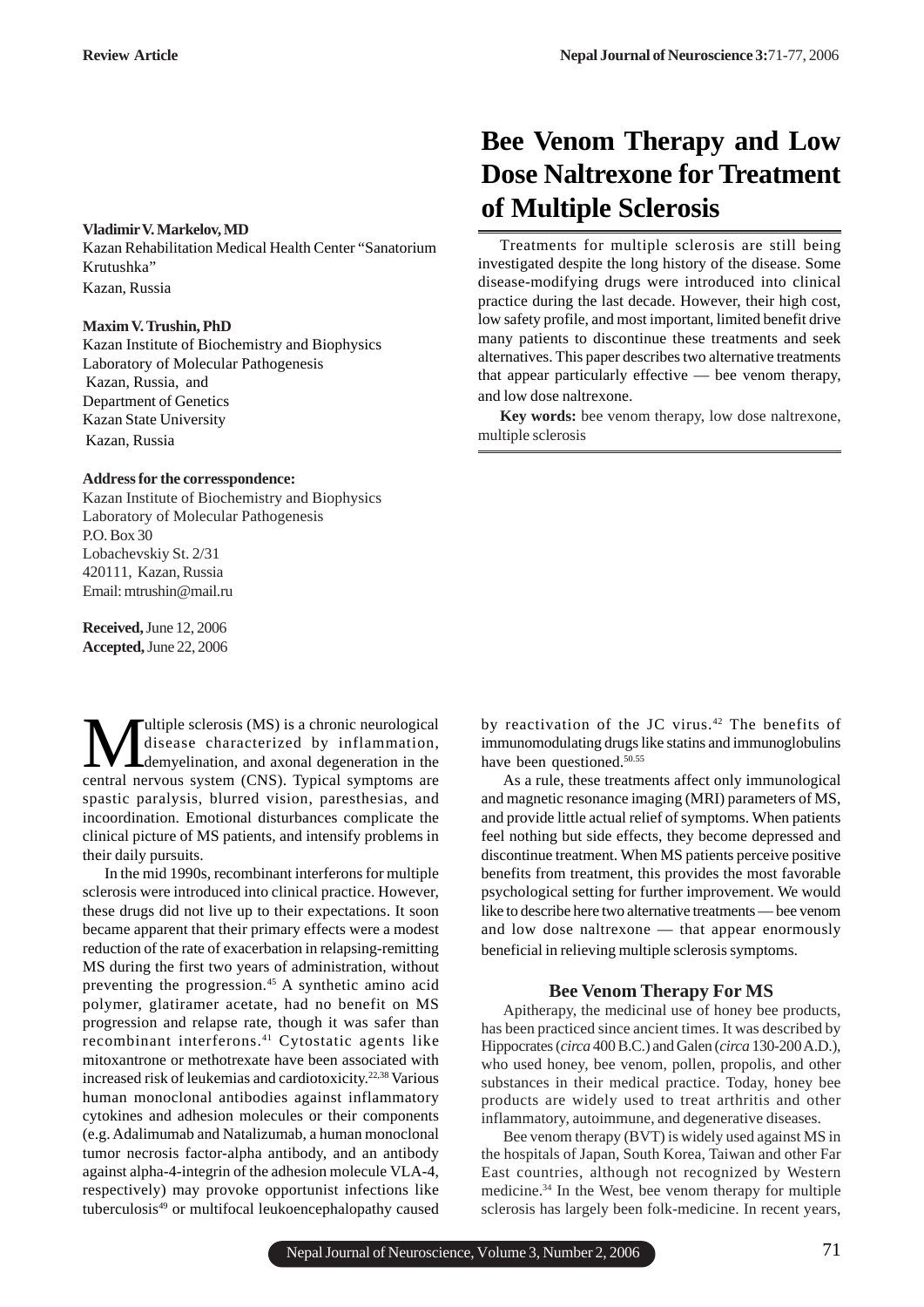Review Article

# Bee Venom Therapy and Low Dose Naltrexone for Treatment of Multiple Sclerosis

**Vladimir V. Markelov, MD**
Kazan Rehabilitation Medical Health Center "Sanatorium Krutushka"
Kazan, Russia

**Maxim V. Trushin, PhD**
Kazan Institute of Biochemistry and Biophysics
Laboratory of Molecular Pathogenesis
Kazan, Russia, and
Department of Genetics
Kazan State University
Kazan, Russia

**Address for the corresspondence:**
Kazan Institute of Biochemistry and Biophysics
Laboratory of Molecular Pathogenesis
P.O. Box 30
Lobachevskiy St. 2/31
420111, Kazan, Russia
Email: mtrushin@mail.ru

**Received,** June 12, 2006
**Accepted,** June 22, 2006

Treatments for multiple sclerosis are still being investigated despite the long history of the disease. Some disease-modifying drugs were introduced into clinical practice during the last decade. However, their high cost, low safety profile, and most important, limited benefit drive many patients to discontinue these treatments and seek alternatives. This paper describes two alternative treatments that appear particularly effective — bee venom therapy, and low dose naltrexone.

**Key words:** bee venom therapy, low dose naltrexone, multiple sclerosis

Multiple sclerosis (MS) is a chronic neurological disease characterized by inflammation, demyelination, and axonal degeneration in the central nervous system (CNS). Typical symptoms are spastic paralysis, blurred vision, paresthesias, and incoordination. Emotional disturbances complicate the clinical picture of MS patients, and intensify problems in their daily pursuits.

In the mid 1990s, recombinant interferons for multiple sclerosis were introduced into clinical practice. However, these drugs did not live up to their expectations. It soon became apparent that their primary effects were a modest reduction of the rate of exacerbation in relapsing-remitting MS during the first two years of administration, without preventing the progression.[45] A synthetic amino acid polymer, glatiramer acetate, had no benefit on MS progression and relapse rate, though it was safer than recombinant interferons.[41] Cytostatic agents like mitoxantrone or methotrexate have been associated with increased risk of leukemias and cardiotoxicity.[22,38] Various human monoclonal antibodies against inflammatory cytokines and adhesion molecules or their components (e.g. Adalimumab and Natalizumab, a human monoclonal tumor necrosis factor-alpha antibody, and an antibody against alpha-4-integrin of the adhesion molecule VLA-4, respectively) may provoke opportunist infections like tuberculosis[49] or multifocal leukoencephalopathy caused by reactivation of the JC virus.[42] The benefits of immunomodulating drugs like statins and immunoglobulins have been questioned.[50,55]

As a rule, these treatments affect only immunological and magnetic resonance imaging (MRI) parameters of MS, and provide little actual relief of symptoms. When patients feel nothing but side effects, they become depressed and discontinue treatment. When MS patients perceive positive benefits from treatment, this provides the most favorable psychological setting for further improvement. We would like to describe here two alternative treatments — bee venom and low dose naltrexone — that appear enormously beneficial in relieving multiple sclerosis symptoms.

## Bee Venom Therapy For MS

Apitherapy, the medicinal use of honey bee products, has been practiced since ancient times. It was described by Hippocrates (*circa* 400 B.C.) and Galen (*circa* 130-200 A.D.), who used honey, bee venom, pollen, propolis, and other substances in their medical practice. Today, honey bee products are widely used to treat arthritis and other inflammatory, autoimmune, and degenerative diseases.

Bee venom therapy (BVT) is widely used against MS in the hospitals of Japan, South Korea, Taiwan and other Far East countries, although not recognized by Western medicine.[34] In the West, bee venom therapy for multiple sclerosis has largely been folk-medicine. In recent years,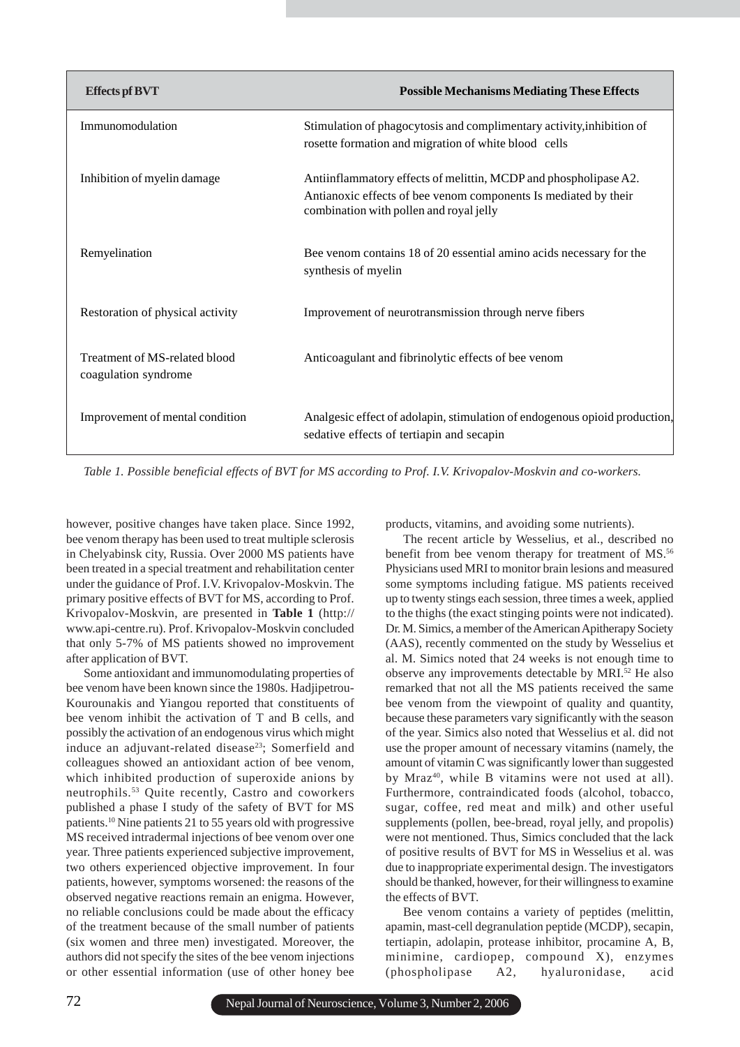| Effects pf BVT | Possible Mechanisms Mediating These Effects |
|---|---|
| Immunomodulation | Stimulation of phagocytosis and complimentary activity,inhibition of rosette formation and migration of white blood cells |
| Inhibition of myelin damage | Antiinflammatory effects of melittin, MCDP and phospholipase A2. Antianoxic effects of bee venom components Is mediated by their combination with pollen and royal jelly |
| Remyelination | Bee venom contains 18 of 20 essential amino acids necessary for the synthesis of myelin |
| Restoration of physical activity | Improvement of neurotransmission through nerve fibers |
| Treatment of MS-related blood coagulation syndrome | Anticoagulant and fibrinolytic effects of bee venom |
| Improvement of mental condition | Analgesic effect of adolapin, stimulation of endogenous opioid production, sedative effects of tertiapin and secapin |

*Table 1. Possible beneficial effects of BVT for MS according to Prof. I.V. Krivopalov-Moskvin and co-workers.*

however, positive changes have taken place. Since 1992, bee venom therapy has been used to treat multiple sclerosis in Chelyabinsk city, Russia. Over 2000 MS patients have been treated in a special treatment and rehabilitation center under the guidance of Prof. I.V. Krivopalov-Moskvin. The primary positive effects of BVT for MS, according to Prof. Krivopalov-Moskvin, are presented in **Table 1** (http://www.api-centre.ru). Prof. Krivopalov-Moskvin concluded that only 5-7% of MS patients showed no improvement after application of BVT.

Some antioxidant and immunomodulating properties of bee venom have been known since the 1980s. Hadjipetrou-Kourounakis and Yiangou reported that constituents of bee venom inhibit the activation of T and B cells, and possibly the activation of an endogenous virus which might induce an adjuvant-related disease[23]; Somerfield and colleagues showed an antioxidant action of bee venom, which inhibited production of superoxide anions by neutrophils.[53] Quite recently, Castro and coworkers published a phase I study of the safety of BVT for MS patients.[10] Nine patients 21 to 55 years old with progressive MS received intradermal injections of bee venom over one year. Three patients experienced subjective improvement, two others experienced objective improvement. In four patients, however, symptoms worsened: the reasons of the observed negative reactions remain an enigma. However, no reliable conclusions could be made about the efficacy of the treatment because of the small number of patients (six women and three men) investigated. Moreover, the authors did not specify the sites of the bee venom injections or other essential information (use of other honey bee products, vitamins, and avoiding some nutrients).

The recent article by Wesselius, et al., described no benefit from bee venom therapy for treatment of MS.[56] Physicians used MRI to monitor brain lesions and measured some symptoms including fatigue. MS patients received up to twenty stings each session, three times a week, applied to the thighs (the exact stinging points were not indicated). Dr. M. Simics, a member of the American Apitherapy Society (AAS), recently commented on the study by Wesselius et al. M. Simics noted that 24 weeks is not enough time to observe any improvements detectable by MRI.[52] He also remarked that not all the MS patients received the same bee venom from the viewpoint of quality and quantity, because these parameters vary significantly with the season of the year. Simics also noted that Wesselius et al. did not use the proper amount of necessary vitamins (namely, the amount of vitamin C was significantly lower than suggested by Mraz[40], while B vitamins were not used at all). Furthermore, contraindicated foods (alcohol, tobacco, sugar, coffee, red meat and milk) and other useful supplements (pollen, bee-bread, royal jelly, and propolis) were not mentioned. Thus, Simics concluded that the lack of positive results of BVT for MS in Wesselius et al. was due to inappropriate experimental design. The investigators should be thanked, however, for their willingness to examine the effects of BVT.

Bee venom contains a variety of peptides (melittin, apamin, mast-cell degranulation peptide (MCDP), secapin, tertiapin, adolapin, protease inhibitor, procamine A, B, minimine, cardiopep, compound X), enzymes (phospholipase A2, hyaluronidase, acid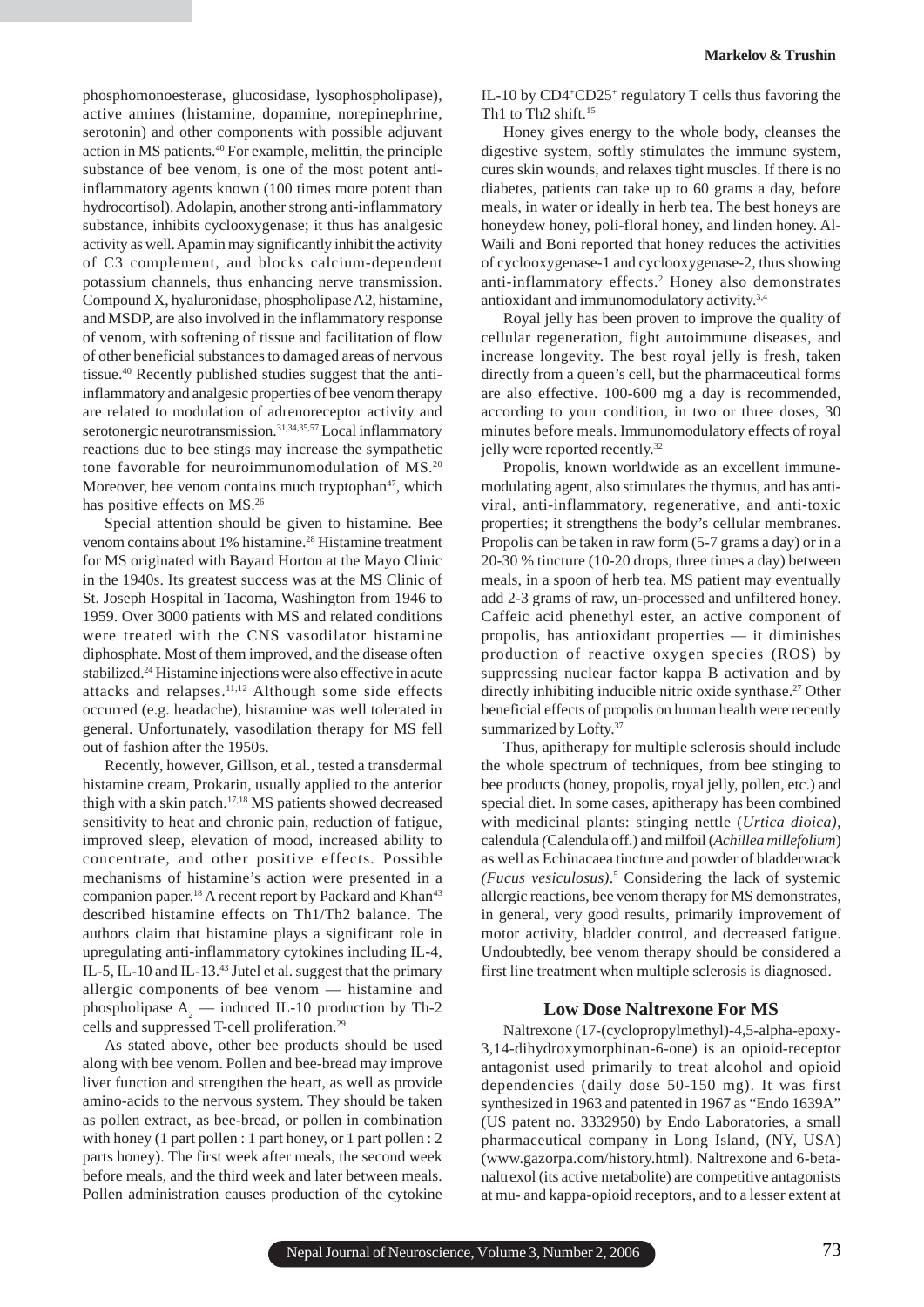phosphomonoesterase, glucosidase, lysophospholipase), active amines (histamine, dopamine, norepinephrine, serotonin) and other components with possible adjuvant action in MS patients.[40] For example, melittin, the principle substance of bee venom, is one of the most potent anti-inflammatory agents known (100 times more potent than hydrocortisol). Adolapin, another strong anti-inflammatory substance, inhibits cyclooxygenase; it thus has analgesic activity as well. Apamin may significantly inhibit the activity of C3 complement, and blocks calcium-dependent potassium channels, thus enhancing nerve transmission. Compound X, hyaluronidase, phospholipase A2, histamine, and MSDP, are also involved in the inflammatory response of venom, with softening of tissue and facilitation of flow of other beneficial substances to damaged areas of nervous tissue.[40] Recently published studies suggest that the anti-inflammatory and analgesic properties of bee venom therapy are related to modulation of adrenoreceptor activity and serotonergic neurotransmission.[31,34,35,57] Local inflammatory reactions due to bee stings may increase the sympathetic tone favorable for neuroimmunomodulation of MS.[20] Moreover, bee venom contains much tryptophan[47], which has positive effects on MS.[26]

Special attention should be given to histamine. Bee venom contains about 1% histamine.[28] Histamine treatment for MS originated with Bayard Horton at the Mayo Clinic in the 1940s. Its greatest success was at the MS Clinic of St. Joseph Hospital in Tacoma, Washington from 1946 to 1959. Over 3000 patients with MS and related conditions were treated with the CNS vasodilator histamine diphosphate. Most of them improved, and the disease often stabilized.[24] Histamine injections were also effective in acute attacks and relapses.[11,12] Although some side effects occurred (e.g. headache), histamine was well tolerated in general. Unfortunately, vasodilation therapy for MS fell out of fashion after the 1950s.

Recently, however, Gillson, et al., tested a transdermal histamine cream, Prokarin, usually applied to the anterior thigh with a skin patch.[17,18] MS patients showed decreased sensitivity to heat and chronic pain, reduction of fatigue, improved sleep, elevation of mood, increased ability to concentrate, and other positive effects. Possible mechanisms of histamine's action were presented in a companion paper.[18] A recent report by Packard and Khan[43] described histamine effects on Th1/Th2 balance. The authors claim that histamine plays a significant role in upregulating anti-inflammatory cytokines including IL-4, IL-5, IL-10 and IL-13.[43] Jutel et al. suggest that the primary allergic components of bee venom — histamine and phospholipase $A_2$ — induced IL-10 production by Th-2 cells and suppressed T-cell proliferation.[29]

As stated above, other bee products should be used along with bee venom. Pollen and bee-bread may improve liver function and strengthen the heart, as well as provide amino-acids to the nervous system. They should be taken as pollen extract, as bee-bread, or pollen in combination with honey (1 part pollen : 1 part honey, or 1 part pollen : 2 parts honey). The first week after meals, the second week before meals, and the third week and later between meals. Pollen administration causes production of the cytokine IL-10 by $CD4^+CD25^+$ regulatory T cells thus favoring the Th1 to Th2 shift.[15]

Honey gives energy to the whole body, cleanses the digestive system, softly stimulates the immune system, cures skin wounds, and relaxes tight muscles. If there is no diabetes, patients can take up to 60 grams a day, before meals, in water or ideally in herb tea. The best honeys are honeydew honey, poli-floral honey, and linden honey. Al-Waili and Boni reported that honey reduces the activities of cyclooxygenase-1 and cyclooxygenase-2, thus showing anti-inflammatory effects.[2] Honey also demonstrates antioxidant and immunomodulatory activity.[3,4]

Royal jelly has been proven to improve the quality of cellular regeneration, fight autoimmune diseases, and increase longevity. The best royal jelly is fresh, taken directly from a queen's cell, but the pharmaceutical forms are also effective. 100-600 mg a day is recommended, according to your condition, in two or three doses, 30 minutes before meals. Immunomodulatory effects of royal jelly were reported recently.[32]

Propolis, known worldwide as an excellent immune-modulating agent, also stimulates the thymus, and has anti-viral, anti-inflammatory, regenerative, and anti-toxic properties; it strengthens the body's cellular membranes. Propolis can be taken in raw form (5-7 grams a day) or in a 20-30 % tincture (10-20 drops, three times a day) between meals, in a spoon of herb tea. MS patient may eventually add 2-3 grams of raw, un-processed and unfiltered honey. Caffeic acid phenethyl ester, an active component of propolis, has antioxidant properties — it diminishes production of reactive oxygen species (ROS) by suppressing nuclear factor kappa B activation and by directly inhibiting inducible nitric oxide synthase.[27] Other beneficial effects of propolis on human health were recently summarized by Lofty.[37]

Thus, apitherapy for multiple sclerosis should include the whole spectrum of techniques, from bee stinging to bee products (honey, propolis, royal jelly, pollen, etc.) and special diet. In some cases, apitherapy has been combined with medicinal plants: stinging nettle (*Urtica dioica)*, calendula *(*Calendula off.) and milfoil (*Achillea millefolium*) as well as Echinacaea tincture and powder of bladderwrack *(Fucus vesiculosus)*.[5] Considering the lack of systemic allergic reactions, bee venom therapy for MS demonstrates, in general, very good results, primarily improvement of motor activity, bladder control, and decreased fatigue. Undoubtedly, bee venom therapy should be considered a first line treatment when multiple sclerosis is diagnosed.

## Low Dose Naltrexone For MS

Naltrexone (17-(cyclopropylmethyl)-4,5-alpha-epoxy-3,14-dihydroxymorphinan-6-one) is an opioid-receptor antagonist used primarily to treat alcohol and opioid dependencies (daily dose 50-150 mg). It was first synthesized in 1963 and patented in 1967 as "Endo 1639A" (US patent no. 3332950) by Endo Laboratories, a small pharmaceutical company in Long Island, (NY, USA) (www.gazorpa.com/history.html). Naltrexone and 6-beta-naltrexol (its active metabolite) are competitive antagonists at mu- and kappa-opioid receptors, and to a lesser extent at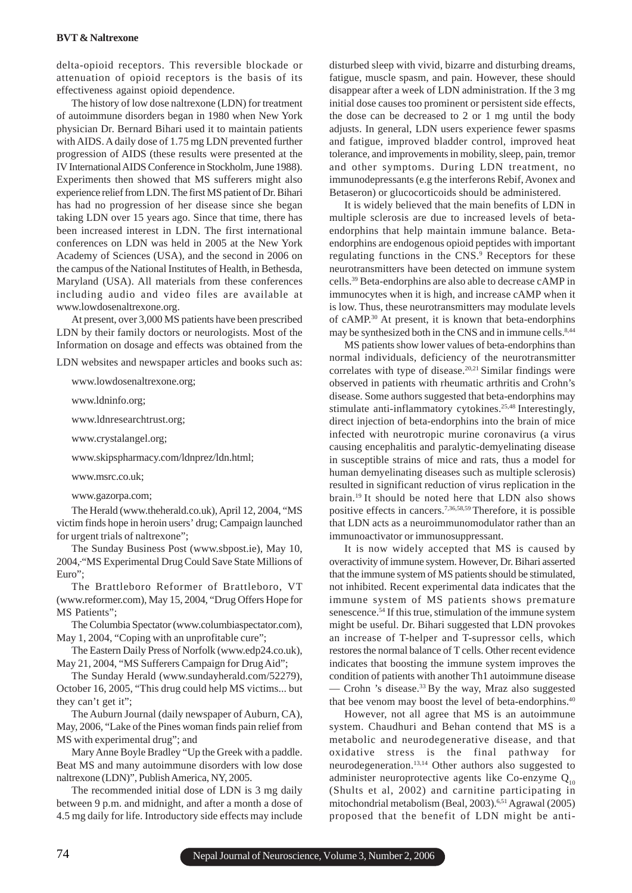delta-opioid receptors. This reversible blockade or attenuation of opioid receptors is the basis of its effectiveness against opioid dependence.

The history of low dose naltrexone (LDN) for treatment of autoimmune disorders began in 1980 when New York physician Dr. Bernard Bihari used it to maintain patients with AIDS. A daily dose of 1.75 mg LDN prevented further progression of AIDS (these results were presented at the IV International AIDS Conference in Stockholm, June 1988). Experiments then showed that MS sufferers might also experience relief from LDN. The first MS patient of Dr. Bihari has had no progression of her disease since she began taking LDN over 15 years ago. Since that time, there has been increased interest in LDN. The first international conferences on LDN was held in 2005 at the New York Academy of Sciences (USA), and the second in 2006 on the campus of the National Institutes of Health, in Bethesda, Maryland (USA). All materials from these conferences including audio and video files are available at www.lowdosenaltrexone.org.

At present, over 3,000 MS patients have been prescribed LDN by their family doctors or neurologists. Most of the Information on dosage and effects was obtained from the LDN websites and newspaper articles and books such as:

www.lowdosenaltrexone.org;

www.ldninfo.org;

www.ldnresearchtrust.org;

www.crystalangel.org;

www.skipspharmacy.com/ldnprez/ldn.html;

www.msrc.co.uk;

www.gazorpa.com;

The Herald (www.theherald.co.uk), April 12, 2004, "MS victim finds hope in heroin users' drug; Campaign launched for urgent trials of naltrexone";

The Sunday Business Post (www.sbpost.ie), May 10, 2004, "MS Experimental Drug Could Save State Millions of Euro";

The Brattleboro Reformer of Brattleboro, VT (www.reformer.com), May 15, 2004, "Drug Offers Hope for MS Patients";

The Columbia Spectator (www.columbiaspectator.com), May 1, 2004, "Coping with an unprofitable cure";

The Eastern Daily Press of Norfolk (www.edp24.co.uk), May 21, 2004, "MS Sufferers Campaign for Drug Aid";

The Sunday Herald (www.sundayherald.com/52279), October 16, 2005, "This drug could help MS victims... but they can't get it";

The Auburn Journal (daily newspaper of Auburn, CA), May, 2006, "Lake of the Pines woman finds pain relief from MS with experimental drug"; and

Mary Anne Boyle Bradley "Up the Greek with a paddle. Beat MS and many autoimmune disorders with low dose naltrexone (LDN)", Publish America, NY, 2005.

The recommended initial dose of LDN is 3 mg daily between 9 p.m. and midnight, and after a month a dose of 4.5 mg daily for life. Introductory side effects may include disturbed sleep with vivid, bizarre and disturbing dreams, fatigue, muscle spasm, and pain. However, these should disappear after a week of LDN administration. If the 3 mg initial dose causes too prominent or persistent side effects, the dose can be decreased to 2 or 1 mg until the body adjusts. In general, LDN users experience fewer spasms and fatigue, improved bladder control, improved heat tolerance, and improvements in mobility, sleep, pain, tremor and other symptoms. During LDN treatment, no immunodepressants (e.g the interferons Rebif, Avonex and Betaseron) or glucocorticoids should be administered.

It is widely believed that the main benefits of LDN in multiple sclerosis are due to increased levels of beta-endorphins that help maintain immune balance. Beta-endorphins are endogenous opioid peptides with important regulating functions in the CNS.[9] Receptors for these neurotransmitters have been detected on immune system cells.[39] Beta-endorphins are also able to decrease cAMP in immunocytes when it is high, and increase cAMP when it is low. Thus, these neurotransmitters may modulate levels of cAMP.[30] At present, it is known that beta-endorphins may be synthesized both in the CNS and in immune cells.[8,44]

MS patients show lower values of beta-endorphins than normal individuals, deficiency of the neurotransmitter correlates with type of disease.[20,21] Similar findings were observed in patients with rheumatic arthritis and Crohn's disease. Some authors suggested that beta-endorphins may stimulate anti-inflammatory cytokines.[25,48] Interestingly, direct injection of beta-endorphins into the brain of mice infected with neurotropic murine coronavirus (a virus causing encephalitis and paralytic-demyelinating disease in susceptible strains of mice and rats, thus a model for human demyelinating diseases such as multiple sclerosis) resulted in significant reduction of virus replication in the brain.[19] It should be noted here that LDN also shows positive effects in cancers.[7,36,58,59] Therefore, it is possible that LDN acts as a neuroimmunomodulator rather than an immunoactivator or immunosuppressant.

It is now widely accepted that MS is caused by overactivity of immune system. However, Dr. Bihari asserted that the immune system of MS patients should be stimulated, not inhibited. Recent experimental data indicates that the immune system of MS patients shows premature senescence.[54] If this true, stimulation of the immune system might be useful. Dr. Bihari suggested that LDN provokes an increase of T-helper and T-supressor cells, which restores the normal balance of T cells. Other recent evidence indicates that boosting the immune system improves the condition of patients with another Th1 autoimmune disease — Crohn 's disease.[33] By the way, Mraz also suggested that bee venom may boost the level of beta-endorphins.[40]

However, not all agree that MS is an autoimmune system. Chaudhuri and Behan contend that MS is a metabolic and neurodegenerative disease, and that oxidative stress is the final pathway for neurodegeneration.[13,14] Other authors also suggested to administer neuroprotective agents like Co-enzyme $Q_{10}$ (Shults et al, 2002) and carnitine participating in mitochondrial metabolism (Beal, 2003).[6,51] Agrawal (2005) proposed that the benefit of LDN might be anti-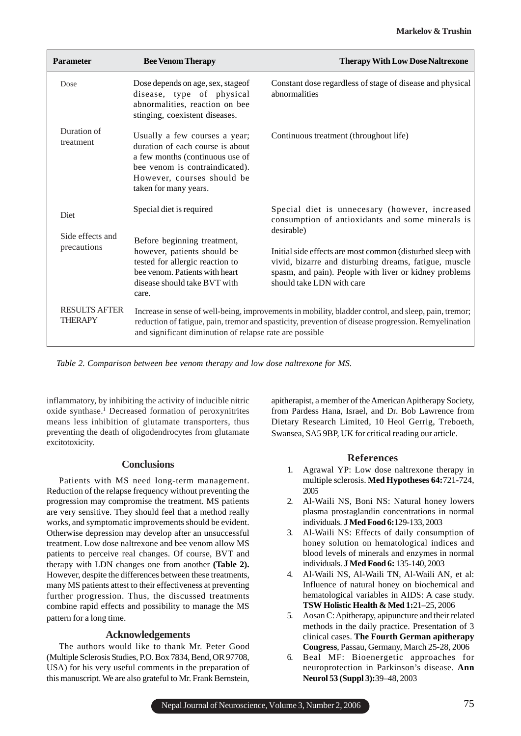| Parameter | Bee Venom Therapy | Therapy With Low Dose Naltrexone |
|---|---|---|
| Dose | Dose depends on age, sex, stageof disease, type of physical abnormalities, reaction on bee stinging, coexistent diseases. | Constant dose regardless of stage of disease and physical abnormalities |
| Duration of treatment | Usually a few courses a year; duration of each course is about a few months (continuous use of bee venom is contraindicated). However, courses should be taken for many years. | Continuous treatment (throughout life) |
| Diet | Special diet is required | Special diet is unnecesary (however, increased consumption of antioxidants and some minerals is desirable) |
| Side effects and precautions | Before beginning treatment, however, patients should be tested for allergic reaction to bee venom. Patients with heart disease should take BVT with care. | Initial side effects are most common (disturbed sleep with vivid, bizarre and disturbing dreams, fatigue, muscle spasm, and pain). People with liver or kidney problems should take LDN with care |
| RESULTS AFTER THERAPY | Increase in sense of well-being, improvements in mobility, bladder control, and sleep, pain, tremor; reduction of fatigue, pain, tremor and spasticity, prevention of disease progression. Remyelination and significant diminution of relapse rate are possible | |

*Table 2. Comparison between bee venom therapy and low dose naltrexone for MS.*

inflammatory, by inhibiting the activity of inducible nitric oxide synthase.[1] Decreased formation of peroxynitrites means less inhibition of glutamate transporters, thus preventing the death of oligodendrocytes from glutamate excitotoxicity.

## Conclusions

Patients with MS need long-term management. Reduction of the relapse frequency without preventing the progression may compromise the treatment. MS patients are very sensitive. They should feel that a method really works, and symptomatic improvements should be evident. Otherwise depression may develop after an unsuccessful treatment. Low dose naltrexone and bee venom allow MS patients to perceive real changes. Of course, BVT and therapy with LDN changes one from another **(Table 2).** However, despite the differences between these treatments, many MS patients attest to their effectiveness at preventing further progression. Thus, the discussed treatments combine rapid effects and possibility to manage the MS pattern for a long time.

## Acknowledgements

The authors would like to thank Mr. Peter Good (Multiple Sclerosis Studies, P.O. Box 7834, Bend, OR 97708, USA) for his very useful comments in the preparation of this manuscript. We are also grateful to Mr. Frank Bernstein, apitherapist, a member of the American Apitherapy Society, from Pardess Hana, Israel, and Dr. Bob Lawrence from Dietary Research Limited, 10 Heol Gerrig, Treboeth, Swansea, SA5 9BP, UK for critical reading our article.

## References

1. Agrawal YP: Low dose naltrexone therapy in multiple sclerosis. **Med Hypotheses 64:**721-724, 2005
2. Al-Waili NS, Boni NS: Natural honey lowers plasma prostaglandin concentrations in normal individuals. **J Med Food 6:**129-133, 2003
3. Al-Waili NS: Effects of daily consumption of honey solution on hematological indices and blood levels of minerals and enzymes in normal individuals. **J Med Food 6:** 135-140, 2003
4. Al-Waili NS, Al-Waili TN, Al-Waili AN, et al: Influence of natural honey on biochemical and hematological variables in AIDS: A case study. **TSW Holistic Health & Med 1:**21–25, 2006
5. Aosan C: Apitherapy, apipuncture and their related methods in the daily practice. Presentation of 3 clinical cases. **The Fourth German apitherapy Congress**, Passau, Germany, March 25-28, 2006
6. Beal MF: Bioenergetic approaches for neuroprotection in Parkinson's disease. **Ann Neurol 53 (Suppl 3):**39–48, 2003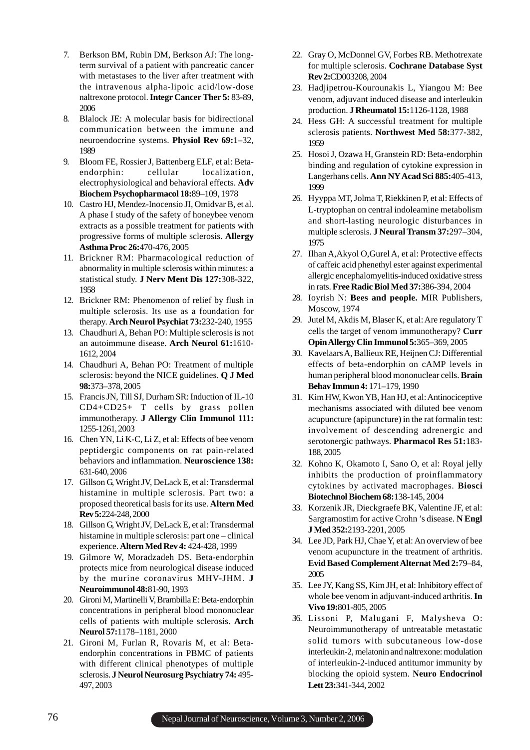7. Berkson BM, Rubin DM, Berkson AJ: The long-term survival of a patient with pancreatic cancer with metastases to the liver after treatment with the intravenous alpha-lipoic acid/low-dose naltrexone protocol. **Integr Cancer Ther 5:** 83-89, 2006
8. Blalock JE: A molecular basis for bidirectional communication between the immune and neuroendocrine systems. **Physiol Rev 69:**1–32, 1989
9. Bloom FE, Rossier J, Battenberg ELF, et al: Beta-endorphin: cellular localization, electrophysiological and behavioral effects. **Adv Biochem Psychopharmacol 18:**89–109, 1978
10. Castro HJ, Mendez-Inocensio JI, Omidvar B, et al. A phase I study of the safety of honeybee venom extracts as a possible treatment for patients with progressive forms of multiple sclerosis. **Allergy Asthma Proc 26:**470-476, 2005
11. Brickner RM: Pharmacological reduction of abnormality in multiple sclerosis within minutes: a statistical study. **J Nerv Ment Dis 127:**308-322, 1958
12. Brickner RM: Phenomenon of relief by flush in multiple sclerosis. Its use as a foundation for therapy. **Arch Neurol Psychiat 73:**232-240, 1955
13. Chaudhuri A, Behan PO: Multiple sclerosis is not an autoimmune disease. **Arch Neurol 61:**1610-1612, 2004
14. Chaudhuri A, Behan PO: Treatment of multiple sclerosis: beyond the NICE guidelines. **Q J Med 98:**373–378, 2005
15. Francis JN, Till SJ, Durham SR: Induction of IL-10 CD4+CD25+ T cells by grass pollen immunotherapy. **J Allergy Clin Immunol 111:** 1255-1261, 2003
16. Chen YN, Li K-C, Li Z, et al: Effects of bee venom peptidergic components on rat pain-related behaviors and inflammation. **Neuroscience 138:** 631-640, 2006
17. Gillson G, Wright JV, DeLack E, et al: Transdermal histamine in multiple sclerosis. Part two: a proposed theoretical basis for its use. **Altern Med Rev 5:**224-248, 2000
18. Gillson G, Wright JV, DeLack E, et al: Transdermal histamine in multiple sclerosis: part one – clinical experience. **Altern Med Rev 4:** 424-428, 1999
19. Gilmore W, Moradzadeh DS. Beta-endorphin protects mice from neurological disease induced by the murine coronavirus MHV-JHM. **J Neuroimmunol 48:**81-90, 1993
20. Gironi M, Martinelli V, Brambilla E: Beta-endorphin concentrations in peripheral blood mononuclear cells of patients with multiple sclerosis. **Arch Neurol 57:**1178–1181, 2000
21. Gironi M, Furlan R, Rovaris M, et al: Beta-endorphin concentrations in PBMC of patients with different clinical phenotypes of multiple sclerosis. **J Neurol Neurosurg Psychiatry 74:** 495-497, 2003
22. Gray O, McDonnel GV, Forbes RB. Methotrexate for multiple sclerosis. **Cochrane Database Syst Rev 2:**CD003208, 2004
23. Hadjipetrou-Kourounakis L, Yiangou M: Bee venom, adjuvant induced disease and interleukin production. **J Rheumatol 15:**1126-1128, 1988
24. Hess GH: A successful treatment for multiple sclerosis patients. **Northwest Med 58:**377-382, 1959
25. Hosoi J, Ozawa H, Granstein RD: Beta-endorphin binding and regulation of cytokine expression in Langerhans cells. **Ann NY Acad Sci 885:**405-413, 1999
26. Hyyppa MT, Jolma T, Riekkinen P, et al: Effects of L-tryptophan on central indoleamine metabolism and short-lasting neurologic disturbances in multiple sclerosis. **J Neural Transm 37:**297–304, 1975
27. Ilhan A,Akyol O,Gurel A, et al: Protective effects of caffeic acid phenethyl ester against experimental allergic encephalomyelitis-induced oxidative stress in rats. **Free Radic Biol Med 37:**386-394, 2004
28. Ioyrish N: **Bees and people.** MIR Publishers, Moscow, 1974
29. Jutel M, Akdis M, Blaser K, et al: Are regulatory T cells the target of venom immunotherapy? **Curr Opin Allergy Clin Immunol 5:**365–369, 2005
30. Kavelaars A, Ballieux RE, Heijnen CJ: Differential effects of beta-endorphin on cAMP levels in human peripheral blood mononuclear cells. **Brain Behav Immun 4:** 171–179, 1990
31. Kim HW, Kwon YB, Han HJ, et al: Antinociceptive mechanisms associated with diluted bee venom acupuncture (apipuncture) in the rat formalin test: involvement of descending adrenergic and serotonergic pathways. **Pharmacol Res 51:**183-188, 2005
32. Kohno K, Okamoto I, Sano O, et al: Royal jelly inhibits the production of proinflammatory cytokines by activated macrophages. **Biosci Biotechnol Biochem 68:**138-145, 2004
33. Korzenik JR, Dieckgraefe BK, Valentine JF, et al: Sargramostim for active Crohn 's disease. **N Engl J Med 352:**2193-2201, 2005
34. Lee JD, Park HJ, Chae Y, et al: An overview of bee venom acupuncture in the treatment of arthritis. **Evid Based Complement Alternat Med 2:**79–84, 2005
35. Lee JY, Kang SS, Kim JH, et al: Inhibitory effect of whole bee venom in adjuvant-induced arthritis. **In Vivo 19:**801-805, 2005
36. Lissoni P, Malugani F, Malysheva O: Neuroimmunotherapy of untreatable metastatic solid tumors with subcutaneous low-dose interleukin-2, melatonin and naltrexone: modulation of interleukin-2-induced antitumor immunity by blocking the opioid system. **Neuro Endocrinol Lett 23:**341-344, 2002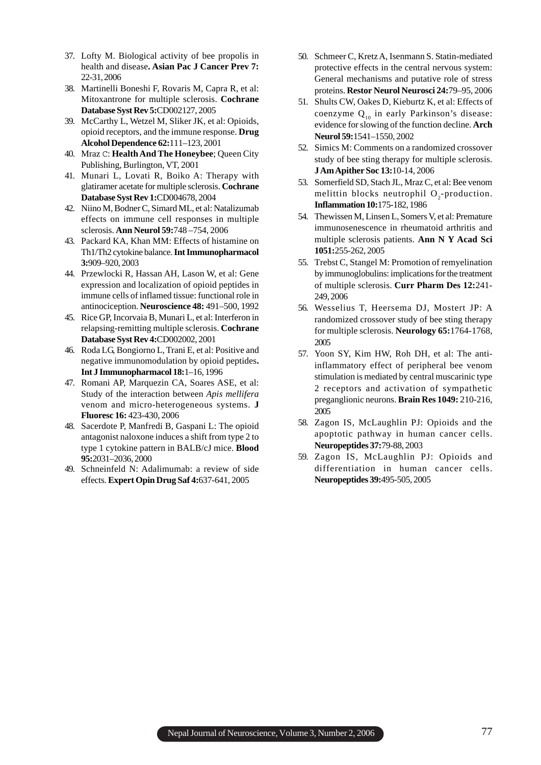37. Lofty M. Biological activity of bee propolis in health and disease**. Asian Pac J Cancer Prev 7:** 22-31, 2006
38. Martinelli Boneshi F, Rovaris M, Capra R, et al: Mitoxantrone for multiple sclerosis. **Cochrane Database Syst Rev 5:**CD002127, 2005
39. McCarthy L, Wetzel M, Sliker JK, et al: Opioids, opioid receptors, and the immune response. **Drug Alcohol Dependence 62:**111–123, 2001
40. Mraz C: **Health And The Honeybee**; Queen City Publishing, Burlington, VT, 2001
41. Munari L, Lovati R, Boiko A: Therapy with glatiramer acetate for multiple sclerosis. **Cochrane Database Syst Rev 1:**CD004678, 2004
42. Niino M, Bodner C, Simard ML, et al: Natalizumab effects on immune cell responses in multiple sclerosis. **Ann Neurol 59:**748 –754, 2006
43. Packard KA, Khan MM: Effects of histamine on Th1/Th2 cytokine balance. **Int Immunopharmacol 3:**909–920, 2003
44. Przewlocki R, Hassan AH, Lason W, et al: Gene expression and localization of opioid peptides in immune cells of inflamed tissue: functional role in antinociception. **Neuroscience 48:** 491–500, 1992
45. Rice GP, Incorvaia B, Munari L, et al: Interferon in relapsing-remitting multiple sclerosis. **Cochrane Database Syst Rev 4:**CD002002, 2001
46. Roda LG, Bongiorno L, Trani E, et al: Positive and negative immunomodulation by opioid peptides**. Int J Immunopharmacol 18:**1–16, 1996
47. Romani AP, Marquezin CA, Soares ASE, et al: Study of the interaction between *Apis mellifera* venom and micro-heterogeneous systems. **J Fluoresc 16:** 423-430, 2006
48. Sacerdote P, Manfredi B, Gaspani L: The opioid antagonist naloxone induces a shift from type 2 to type 1 cytokine pattern in BALB/cJ mice. **Blood 95:**2031–2036, 2000
49. Schneinfeld N: Adalimumab: a review of side effects. **Expert Opin Drug Saf 4:**637-641, 2005
50. Schmeer C, Kretz A, Isenmann S. Statin-mediated protective effects in the central nervous system: General mechanisms and putative role of stress proteins. **Restor Neurol Neurosci 24:**79–95, 2006
51. Shults CW, Oakes D, Kieburtz K, et al: Effects of coenzyme $Q_{10}$ in early Parkinson's disease: evidence for slowing of the function decline. **Arch Neurol 59:**1541–1550, 2002
52. Simics M: Comments on a randomized crossover study of bee sting therapy for multiple sclerosis. **J Am Apither Soc 13:**10-14, 2006
53. Somerfield SD, Stach JL, Mraz C, et al: Bee venom melittin blocks neutrophil $O_2$-production. **Inflammation 10:**175-182, 1986
54. Thewissen M, Linsen L, Somers V, et al: Premature immunosenescence in rheumatoid arthritis and multiple sclerosis patients. **Ann N Y Acad Sci 1051:**255-262, 2005
55. Trebst C, Stangel M: Promotion of remyelination by immunoglobulins: implications for the treatment of multiple sclerosis. **Curr Pharm Des 12:**241-249, 2006
56. Wesselius T, Heersema DJ, Mostert JP: A randomized crossover study of bee sting therapy for multiple sclerosis. **Neurology 65:**1764-1768, 2005
57. Yoon SY, Kim HW, Roh DH, et al: The anti-inflammatory effect of peripheral bee venom stimulation is mediated by central muscarinic type 2 receptors and activation of sympathetic preganglionic neurons. **Brain Res 1049:** 210-216, 2005
58. Zagon IS, McLaughlin PJ: Opioids and the apoptotic pathway in human cancer cells. **Neuropeptides 37:**79-88, 2003
59. Zagon IS, McLaughlin PJ: Opioids and differentiation in human cancer cells. **Neuropeptides 39:**495-505, 2005